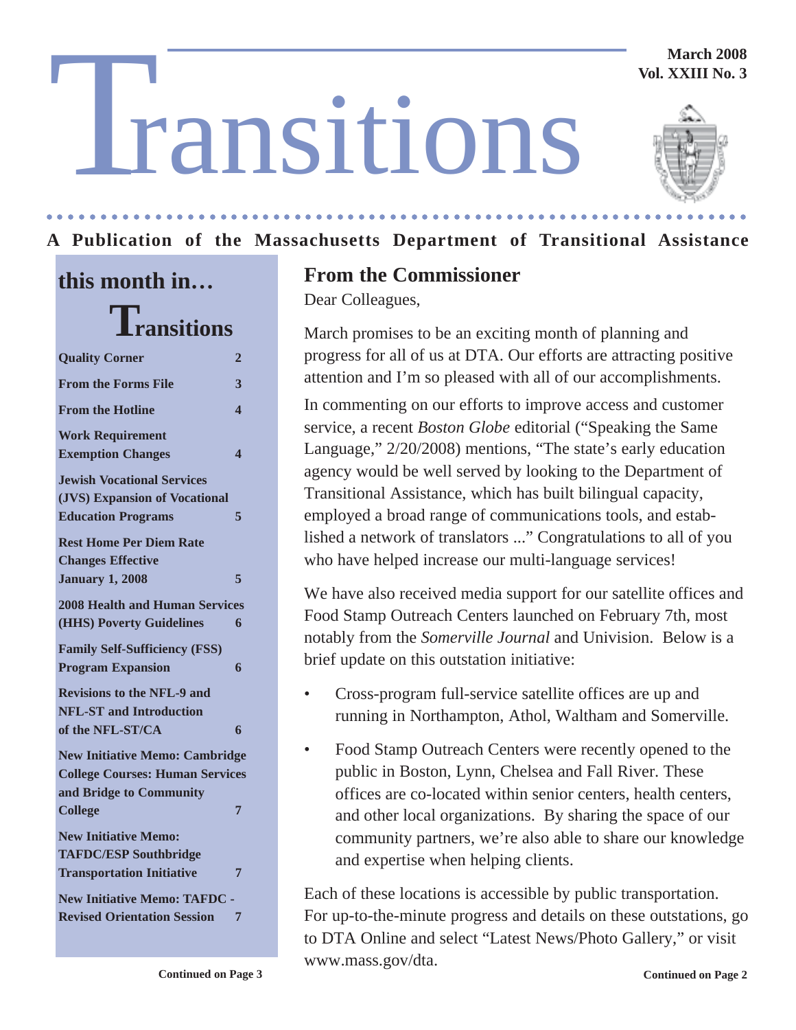# Transitions

March 2008
Vol. XXIII No. 3

**A Publication of the Massachusetts Department of Transitional Assistance**

## this month in… Transitions

| | |
|---|---|
| **Quality Corner** | **2** |
| **From the Forms File** | **3** |
| **From the Hotline** | **4** |
| **Work Requirement Exemption Changes** | **4** |
| **Jewish Vocational Services (JVS) Expansion of Vocational Education Programs** | **5** |
| **Rest Home Per Diem Rate Changes Effective January 1, 2008** | **5** |
| **2008 Health and Human Services (HHS) Poverty Guidelines** | **6** |
| **Family Self-Sufficiency (FSS) Program Expansion** | **6** |
| **Revisions to the NFL-9 and NFL-ST and Introduction of the NFL-ST/CA** | **6** |
| **New Initiative Memo: Cambridge College Courses: Human Services and Bridge to Community College** | **7** |
| **New Initiative Memo: TAFDC/ESP Southbridge Transportation Initiative** | **7** |
| **New Initiative Memo: TAFDC - Revised Orientation Session** | **7** |

**Continued on Page 3**

## From the Commissioner

Dear Colleagues,

March promises to be an exciting month of planning and progress for all of us at DTA. Our efforts are attracting positive attention and I'm so pleased with all of our accomplishments.

In commenting on our efforts to improve access and customer service, a recent *Boston Globe* editorial ("Speaking the Same Language," 2/20/2008) mentions, "The state's early education agency would be well served by looking to the Department of Transitional Assistance, which has built bilingual capacity, employed a broad range of communications tools, and established a network of translators ..." Congratulations to all of you who have helped increase our multi-language services!

We have also received media support for our satellite offices and Food Stamp Outreach Centers launched on February 7th, most notably from the *Somerville Journal* and Univision. Below is a brief update on this outstation initiative:

- Cross-program full-service satellite offices are up and running in Northampton, Athol, Waltham and Somerville.
- Food Stamp Outreach Centers were recently opened to the public in Boston, Lynn, Chelsea and Fall River. These offices are co-located within senior centers, health centers, and other local organizations. By sharing the space of our community partners, we're also able to share our knowledge and expertise when helping clients.

Each of these locations is accessible by public transportation. For up-to-the-minute progress and details on these outstations, go to DTA Online and select "Latest News/Photo Gallery," or visit www.mass.gov/dta.

**Continued on Page 2**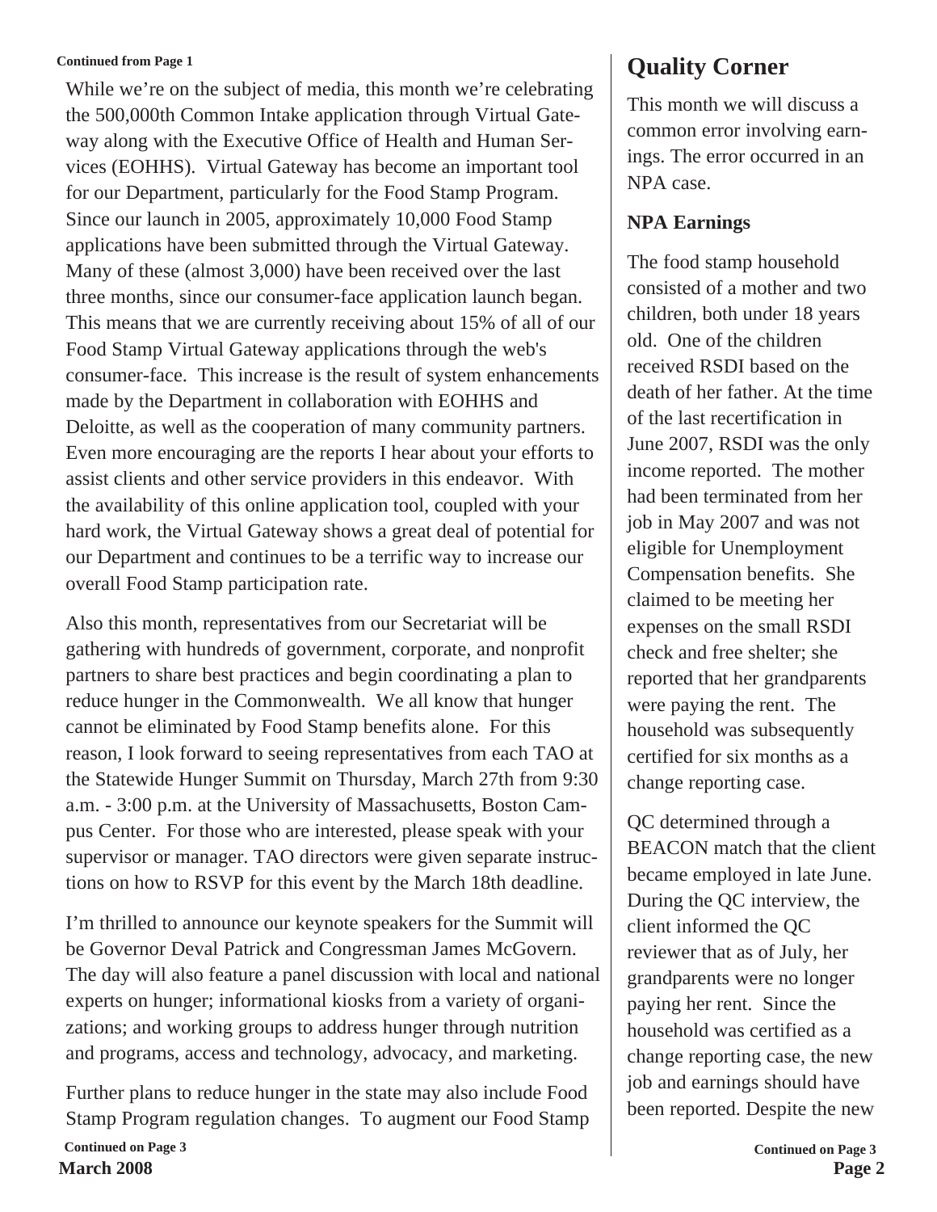**Continued from Page 1**

While we're on the subject of media, this month we're celebrating the 500,000th Common Intake application through Virtual Gateway along with the Executive Office of Health and Human Services (EOHHS). Virtual Gateway has become an important tool for our Department, particularly for the Food Stamp Program. Since our launch in 2005, approximately 10,000 Food Stamp applications have been submitted through the Virtual Gateway. Many of these (almost 3,000) have been received over the last three months, since our consumer-face application launch began. This means that we are currently receiving about 15% of all of our Food Stamp Virtual Gateway applications through the web's consumer-face. This increase is the result of system enhancements made by the Department in collaboration with EOHHS and Deloitte, as well as the cooperation of many community partners. Even more encouraging are the reports I hear about your efforts to assist clients and other service providers in this endeavor. With the availability of this online application tool, coupled with your hard work, the Virtual Gateway shows a great deal of potential for our Department and continues to be a terrific way to increase our overall Food Stamp participation rate.

Also this month, representatives from our Secretariat will be gathering with hundreds of government, corporate, and nonprofit partners to share best practices and begin coordinating a plan to reduce hunger in the Commonwealth. We all know that hunger cannot be eliminated by Food Stamp benefits alone. For this reason, I look forward to seeing representatives from each TAO at the Statewide Hunger Summit on Thursday, March 27th from 9:30 a.m. - 3:00 p.m. at the University of Massachusetts, Boston Campus Center. For those who are interested, please speak with your supervisor or manager. TAO directors were given separate instructions on how to RSVP for this event by the March 18th deadline.

I'm thrilled to announce our keynote speakers for the Summit will be Governor Deval Patrick and Congressman James McGovern. The day will also feature a panel discussion with local and national experts on hunger; informational kiosks from a variety of organizations; and working groups to address hunger through nutrition and programs, access and technology, advocacy, and marketing.

Further plans to reduce hunger in the state may also include Food Stamp Program regulation changes. To augment our Food Stamp

**Continued on Page 3**

# Quality Corner

This month we will discuss a common error involving earnings. The error occurred in an NPA case.

### NPA Earnings

The food stamp household consisted of a mother and two children, both under 18 years old. One of the children received RSDI based on the death of her father. At the time of the last recertification in June 2007, RSDI was the only income reported. The mother had been terminated from her job in May 2007 and was not eligible for Unemployment Compensation benefits. She claimed to be meeting her expenses on the small RSDI check and free shelter; she reported that her grandparents were paying the rent. The household was subsequently certified for six months as a change reporting case.

QC determined through a BEACON match that the client became employed in late June. During the QC interview, the client informed the QC reviewer that as of July, her grandparents were no longer paying her rent. Since the household was certified as a change reporting case, the new job and earnings should have been reported. Despite the new

**Continued on Page 3**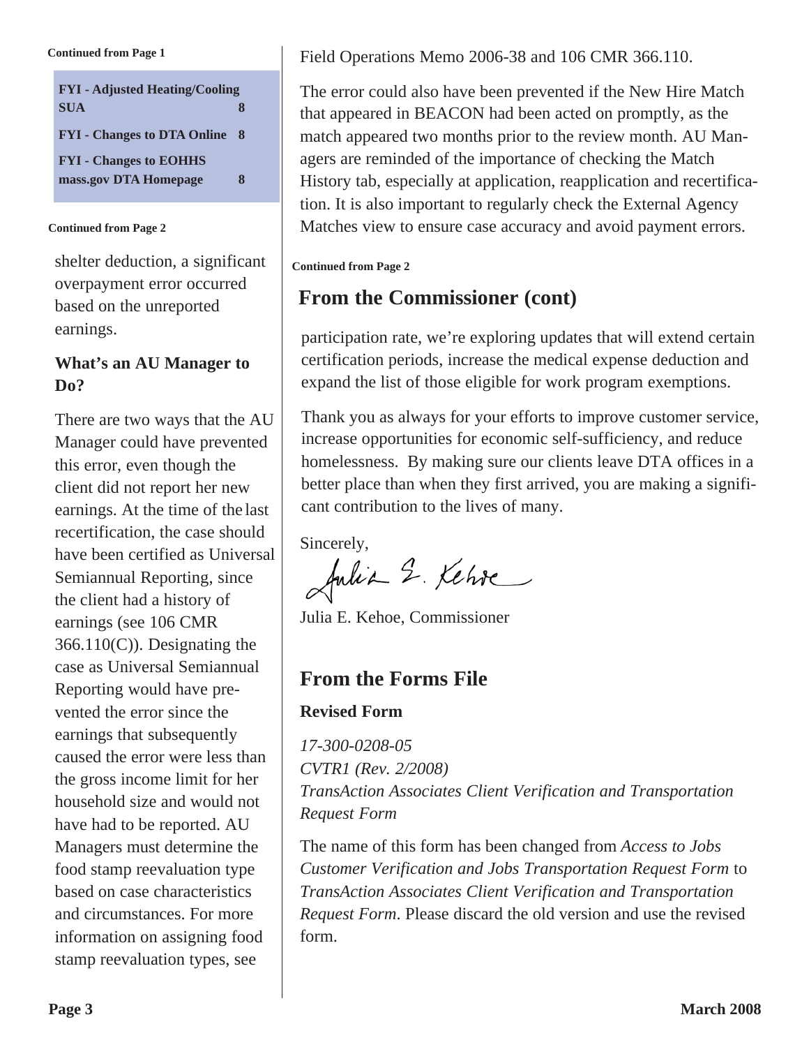Continued from Page 1

| FYI - Adjusted Heating/Cooling SUA | 8 |
| --- | --- |
| FYI - Changes to DTA Online | 8 |
| FYI - Changes to EOHHS mass.gov DTA Homepage | 8 |

Continued from Page 2

shelter deduction, a significant overpayment error occurred based on the unreported earnings.

### What's an AU Manager to Do?

There are two ways that the AU Manager could have prevented this error, even though the client did not report her new earnings. At the time of the last recertification, the case should have been certified as Universal Semiannual Reporting, since the client had a history of earnings (see 106 CMR 366.110(C)). Designating the case as Universal Semiannual Reporting would have prevented the error since the earnings that subsequently caused the error were less than the gross income limit for her household size and would not have had to be reported. AU Managers must determine the food stamp reevaluation type based on case characteristics and circumstances. For more information on assigning food stamp reevaluation types, see Field Operations Memo 2006-38 and 106 CMR 366.110.

The error could also have been prevented if the New Hire Match that appeared in BEACON had been acted on promptly, as the match appeared two months prior to the review month. AU Managers are reminded of the importance of checking the Match History tab, especially at application, reapplication and recertification. It is also important to regularly check the External Agency Matches view to ensure case accuracy and avoid payment errors.

Continued from Page 2

## From the Commissioner (cont)

participation rate, we're exploring updates that will extend certain certification periods, increase the medical expense deduction and expand the list of those eligible for work program exemptions.

Thank you as always for your efforts to improve customer service, increase opportunities for economic self-sufficiency, and reduce homelessness. By making sure our clients leave DTA offices in a better place than when they first arrived, you are making a significant contribution to the lives of many.

Sincerely,

Julia E. Kehoe

Julia E. Kehoe, Commissioner

## From the Forms File

### Revised Form

*17-300-0208-05*
*CVTR1 (Rev. 2/2008)*
*TransAction Associates Client Verification and Transportation Request Form*

The name of this form has been changed from *Access to Jobs Customer Verification and Jobs Transportation Request Form* to *TransAction Associates Client Verification and Transportation Request Form*. Please discard the old version and use the revised form.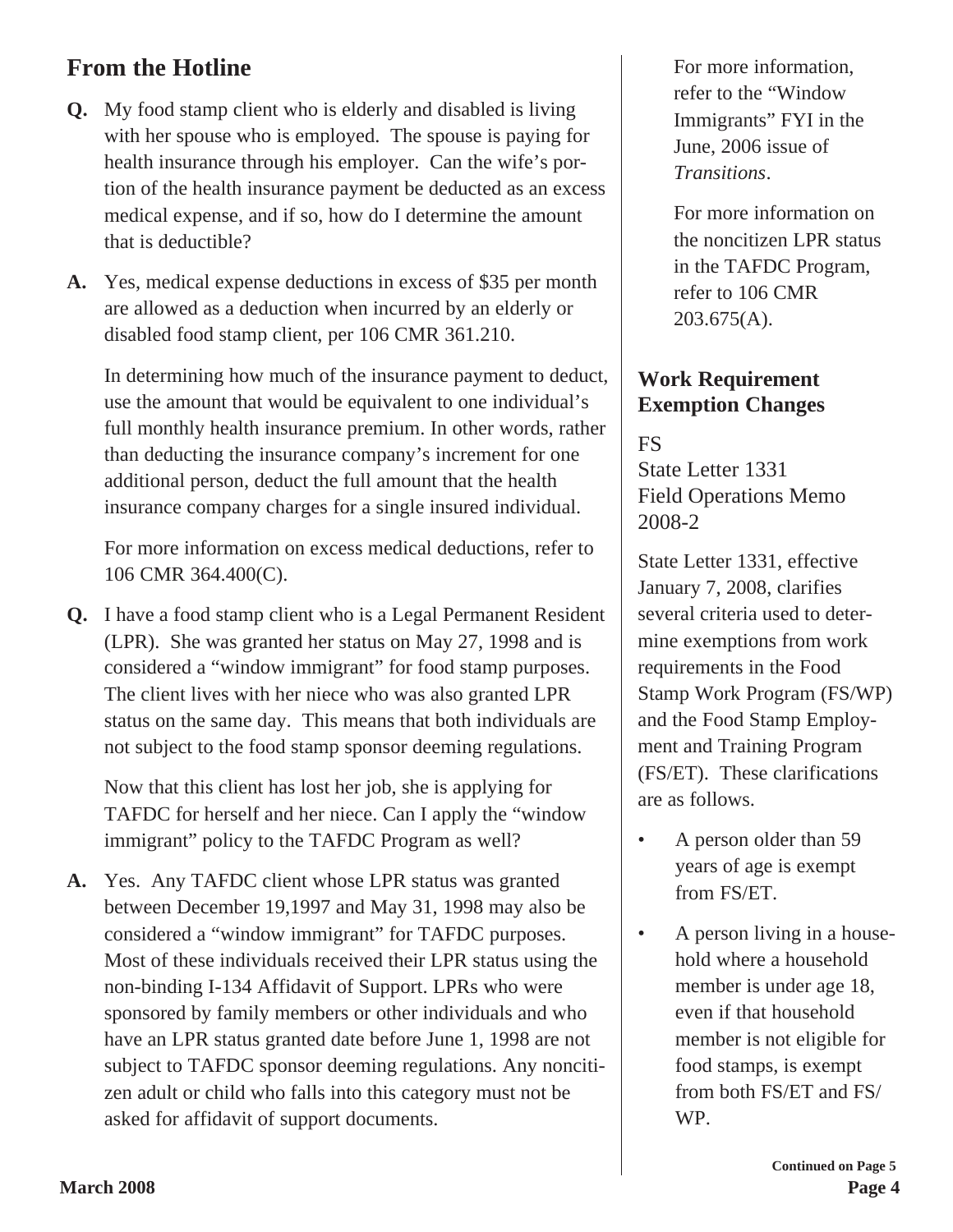## From the Hotline

**Q.** My food stamp client who is elderly and disabled is living with her spouse who is employed. The spouse is paying for health insurance through his employer. Can the wife's portion of the health insurance payment be deducted as an excess medical expense, and if so, how do I determine the amount that is deductible?

**A.** Yes, medical expense deductions in excess of $35 per month are allowed as a deduction when incurred by an elderly or disabled food stamp client, per 106 CMR 361.210.

In determining how much of the insurance payment to deduct, use the amount that would be equivalent to one individual's full monthly health insurance premium. In other words, rather than deducting the insurance company's increment for one additional person, deduct the full amount that the health insurance company charges for a single insured individual.

For more information on excess medical deductions, refer to 106 CMR 364.400(C).

**Q.** I have a food stamp client who is a Legal Permanent Resident (LPR). She was granted her status on May 27, 1998 and is considered a "window immigrant" for food stamp purposes. The client lives with her niece who was also granted LPR status on the same day. This means that both individuals are not subject to the food stamp sponsor deeming regulations.

Now that this client has lost her job, she is applying for TAFDC for herself and her niece. Can I apply the "window immigrant" policy to the TAFDC Program as well?

**A.** Yes. Any TAFDC client whose LPR status was granted between December 19,1997 and May 31, 1998 may also be considered a "window immigrant" for TAFDC purposes. Most of these individuals received their LPR status using the non-binding I-134 Affidavit of Support. LPRs who were sponsored by family members or other individuals and who have an LPR status granted date before June 1, 1998 are not subject to TAFDC sponsor deeming regulations. Any noncitizen adult or child who falls into this category must not be asked for affidavit of support documents.

For more information, refer to the "Window Immigrants" FYI in the June, 2006 issue of *Transitions*.

For more information on the noncitizen LPR status in the TAFDC Program, refer to 106 CMR 203.675(A).

## Work Requirement Exemption Changes

FS
State Letter 1331
Field Operations Memo 2008-2

State Letter 1331, effective January 7, 2008, clarifies several criteria used to determine exemptions from work requirements in the Food Stamp Work Program (FS/WP) and the Food Stamp Employment and Training Program (FS/ET). These clarifications are as follows.

- A person older than 59 years of age is exempt from FS/ET.
- A person living in a household where a household member is under age 18, even if that household member is not eligible for food stamps, is exempt from both FS/ET and FS/WP.

**Continued on Page 5**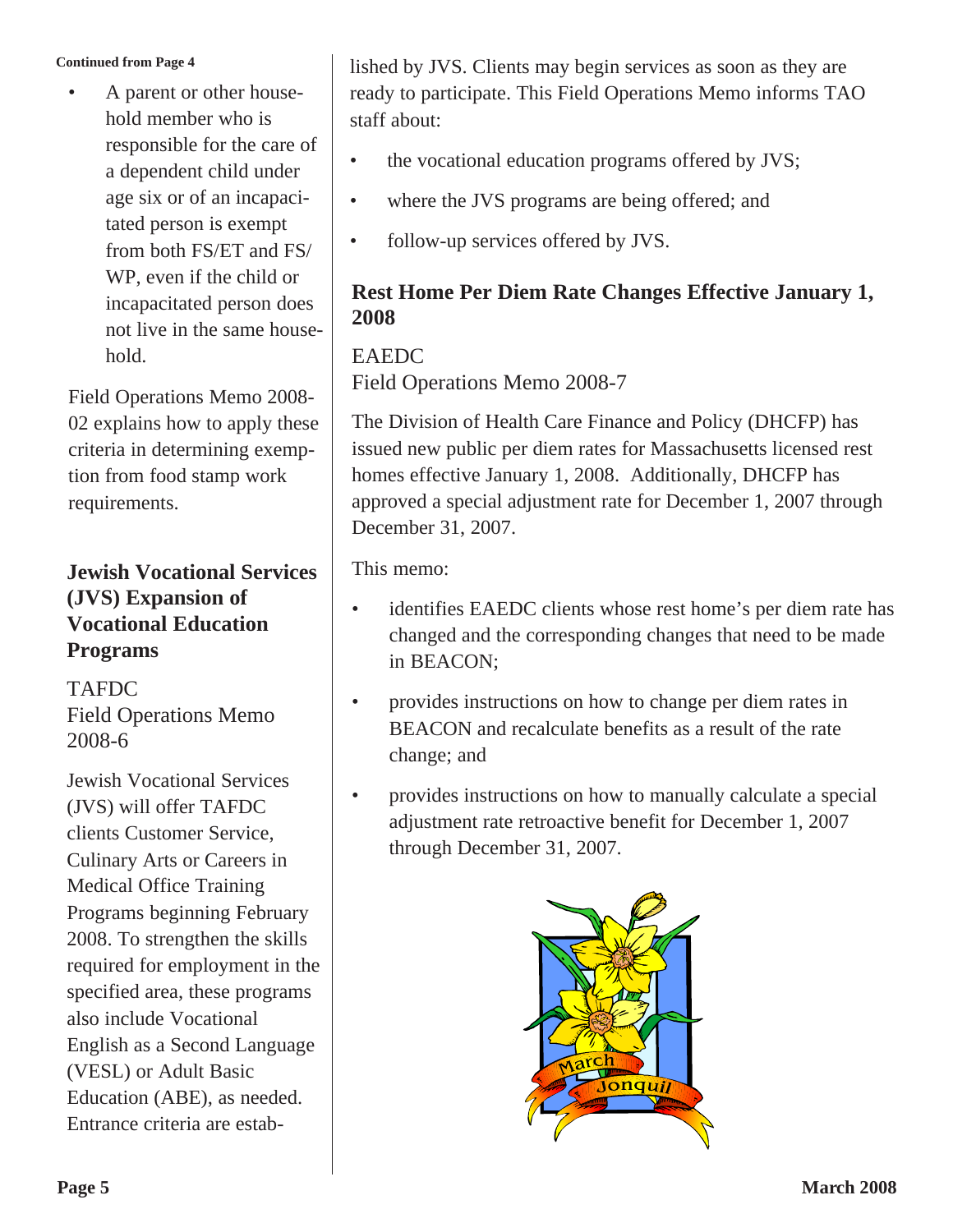**Continued from Page 4**

- A parent or other household member who is responsible for the care of a dependent child under age six or of an incapacitated person is exempt from both FS/ET and FS/WP, even if the child or incapacitated person does not live in the same household.

Field Operations Memo 2008-02 explains how to apply these criteria in determining exemption from food stamp work requirements.

## Jewish Vocational Services (JVS) Expansion of Vocational Education Programs

TAFDC
Field Operations Memo 2008-6

Jewish Vocational Services (JVS) will offer TAFDC clients Customer Service, Culinary Arts or Careers in Medical Office Training Programs beginning February 2008. To strengthen the skills required for employment in the specified area, these programs also include Vocational English as a Second Language (VESL) or Adult Basic Education (ABE), as needed. Entrance criteria are established by JVS. Clients may begin services as soon as they are ready to participate. This Field Operations Memo informs TAO staff about:

- the vocational education programs offered by JVS;
- where the JVS programs are being offered; and
- follow-up services offered by JVS.

## Rest Home Per Diem Rate Changes Effective January 1, 2008

EAEDC
Field Operations Memo 2008-7

The Division of Health Care Finance and Policy (DHCFP) has issued new public per diem rates for Massachusetts licensed rest homes effective January 1, 2008. Additionally, DHCFP has approved a special adjustment rate for December 1, 2007 through December 31, 2007.

This memo:

- identifies EAEDC clients whose rest home's per diem rate has changed and the corresponding changes that need to be made in BEACON;
- provides instructions on how to change per diem rates in BEACON and recalculate benefits as a result of the rate change; and
- provides instructions on how to manually calculate a special adjustment rate retroactive benefit for December 1, 2007 through December 31, 2007.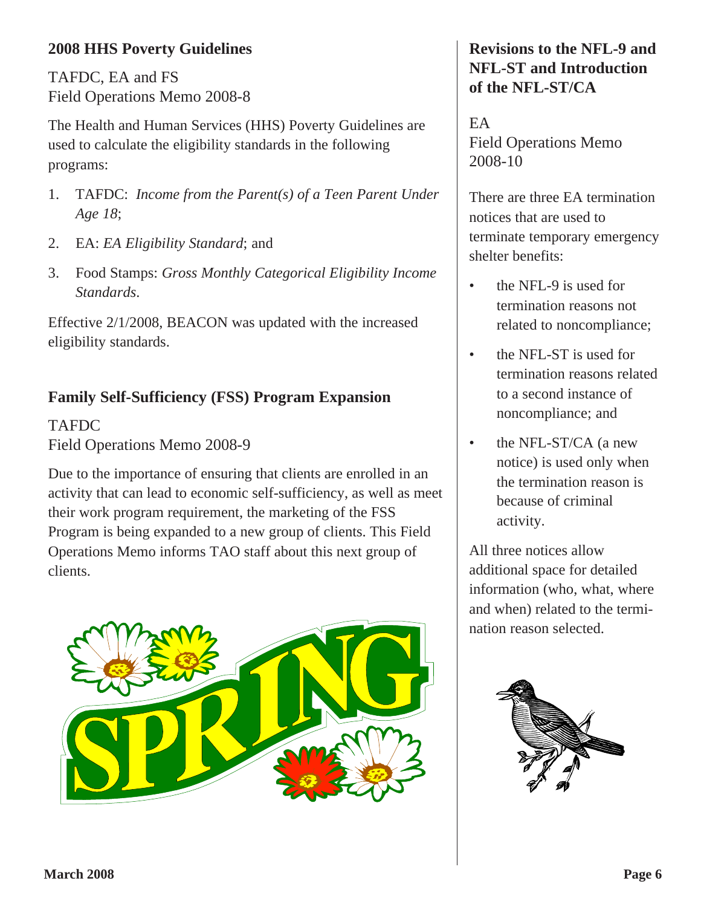## 2008 HHS Poverty Guidelines

TAFDC, EA and FS
Field Operations Memo 2008-8

The Health and Human Services (HHS) Poverty Guidelines are used to calculate the eligibility standards in the following programs:

1. TAFDC: *Income from the Parent(s) of a Teen Parent Under Age 18*;
2. EA: *EA Eligibility Standard*; and
3. Food Stamps: *Gross Monthly Categorical Eligibility Income Standards*.

Effective 2/1/2008, BEACON was updated with the increased eligibility standards.

## Family Self-Sufficiency (FSS) Program Expansion

TAFDC
Field Operations Memo 2008-9

Due to the importance of ensuring that clients are enrolled in an activity that can lead to economic self-sufficiency, as well as meet their work program requirement, the marketing of the FSS Program is being expanded to a new group of clients. This Field Operations Memo informs TAO staff about this next group of clients.

## Revisions to the NFL-9 and NFL-ST and Introduction of the NFL-ST/CA

EA
Field Operations Memo 2008-10

There are three EA termination notices that are used to terminate temporary emergency shelter benefits:

- the NFL-9 is used for termination reasons not related to noncompliance;
- the NFL-ST is used for termination reasons related to a second instance of noncompliance; and
- the NFL-ST/CA (a new notice) is used only when the termination reason is because of criminal activity.

All three notices allow additional space for detailed information (who, what, where and when) related to the termination reason selected.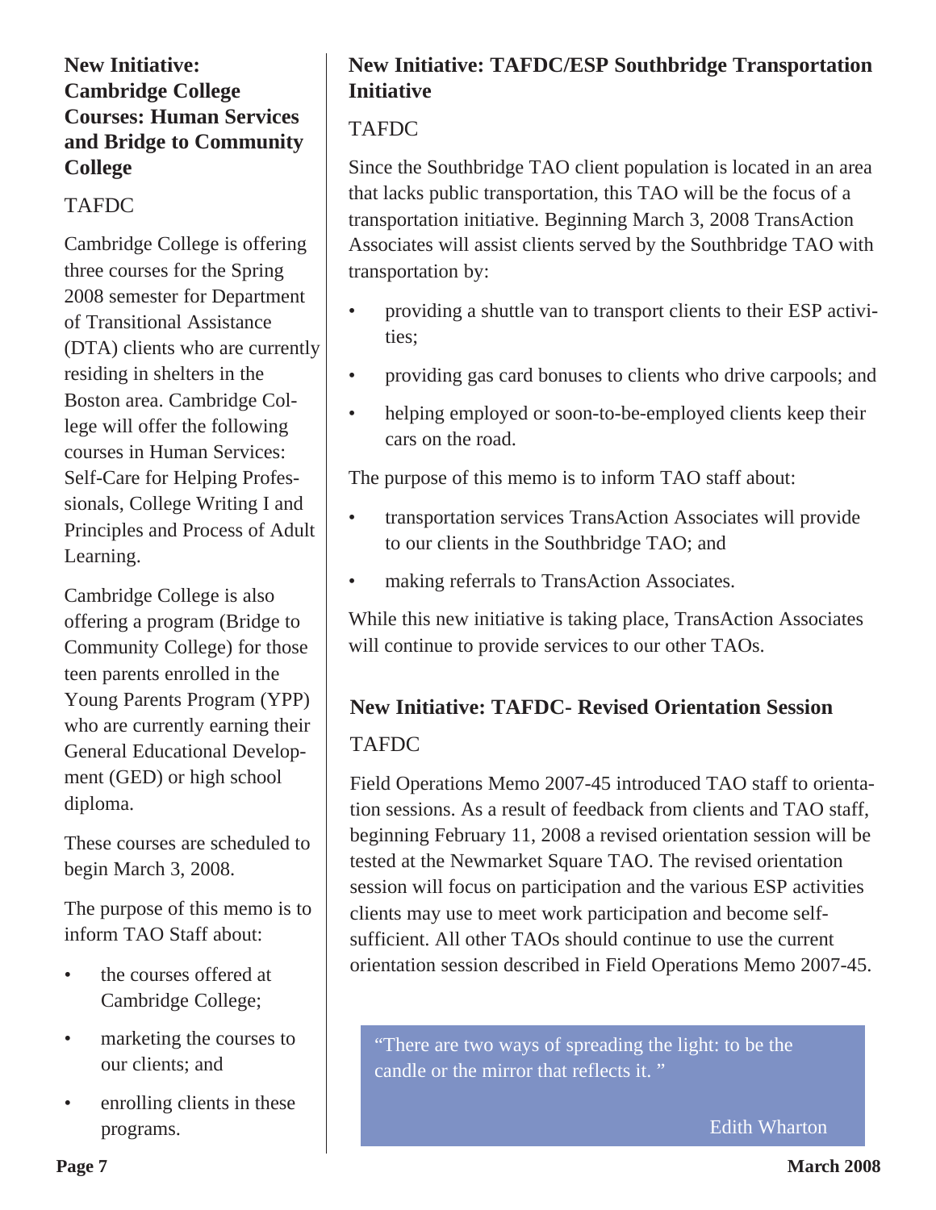## New Initiative: Cambridge College Courses: Human Services and Bridge to Community College

TAFDC

Cambridge College is offering three courses for the Spring 2008 semester for Department of Transitional Assistance (DTA) clients who are currently residing in shelters in the Boston area. Cambridge College will offer the following courses in Human Services: Self-Care for Helping Professionals, College Writing I and Principles and Process of Adult Learning.

Cambridge College is also offering a program (Bridge to Community College) for those teen parents enrolled in the Young Parents Program (YPP) who are currently earning their General Educational Development (GED) or high school diploma.

These courses are scheduled to begin March 3, 2008.

The purpose of this memo is to inform TAO Staff about:

- the courses offered at Cambridge College;
- marketing the courses to our clients; and
- enrolling clients in these programs.

## New Initiative: TAFDC/ESP Southbridge Transportation Initiative

TAFDC

Since the Southbridge TAO client population is located in an area that lacks public transportation, this TAO will be the focus of a transportation initiative. Beginning March 3, 2008 TransAction Associates will assist clients served by the Southbridge TAO with transportation by:

- providing a shuttle van to transport clients to their ESP activities;
- providing gas card bonuses to clients who drive carpools; and
- helping employed or soon-to-be-employed clients keep their cars on the road.

The purpose of this memo is to inform TAO staff about:

- transportation services TransAction Associates will provide to our clients in the Southbridge TAO; and
- making referrals to TransAction Associates.

While this new initiative is taking place, TransAction Associates will continue to provide services to our other TAOs.

## New Initiative: TAFDC- Revised Orientation Session

TAFDC

Field Operations Memo 2007-45 introduced TAO staff to orientation sessions. As a result of feedback from clients and TAO staff, beginning February 11, 2008 a revised orientation session will be tested at the Newmarket Square TAO. The revised orientation session will focus on participation and the various ESP activities clients may use to meet work participation and become self-sufficient. All other TAOs should continue to use the current orientation session described in Field Operations Memo 2007-45.

> "There are two ways of spreading the light: to be the candle or the mirror that reflects it. "
>
> Edith Wharton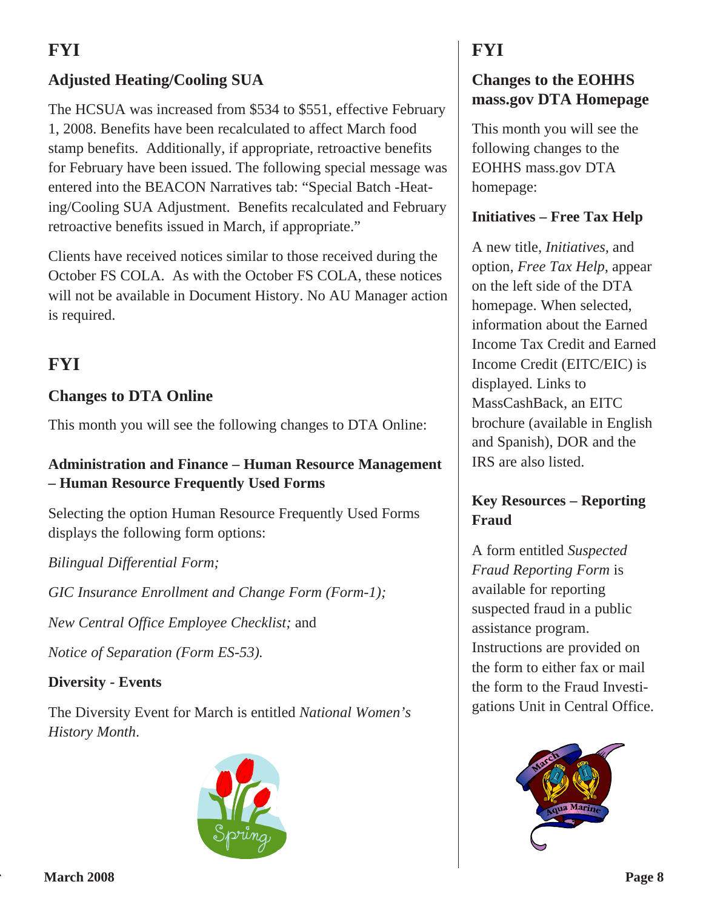## FYI

### Adjusted Heating/Cooling SUA

The HCSUA was increased from $534 to $551, effective February 1, 2008. Benefits have been recalculated to affect March food stamp benefits. Additionally, if appropriate, retroactive benefits for February have been issued. The following special message was entered into the BEACON Narratives tab: "Special Batch -Heating/Cooling SUA Adjustment. Benefits recalculated and February retroactive benefits issued in March, if appropriate."

Clients have received notices similar to those received during the October FS COLA. As with the October FS COLA, these notices will not be available in Document History. No AU Manager action is required.

## FYI

### Changes to DTA Online

This month you will see the following changes to DTA Online:

#### Administration and Finance – Human Resource Management – Human Resource Frequently Used Forms

Selecting the option Human Resource Frequently Used Forms displays the following form options:

*Bilingual Differential Form;*

*GIC Insurance Enrollment and Change Form (Form-1);*

*New Central Office Employee Checklist;* and

*Notice of Separation (Form ES-53).*

#### Diversity - Events

The Diversity Event for March is entitled *National Women's History Month*.

## FYI

### Changes to the EOHHS mass.gov DTA Homepage

This month you will see the following changes to the EOHHS mass.gov DTA homepage:

#### Initiatives – Free Tax Help

A new title, *Initiatives*, and option, *Free Tax Help*, appear on the left side of the DTA homepage. When selected, information about the Earned Income Tax Credit and Earned Income Credit (EITC/EIC) is displayed. Links to MassCashBack, an EITC brochure (available in English and Spanish), DOR and the IRS are also listed.

#### Key Resources – Reporting Fraud

A form entitled *Suspected Fraud Reporting Form* is available for reporting suspected fraud in a public assistance program. Instructions are provided on the form to either fax or mail the form to the Fraud Investigations Unit in Central Office.